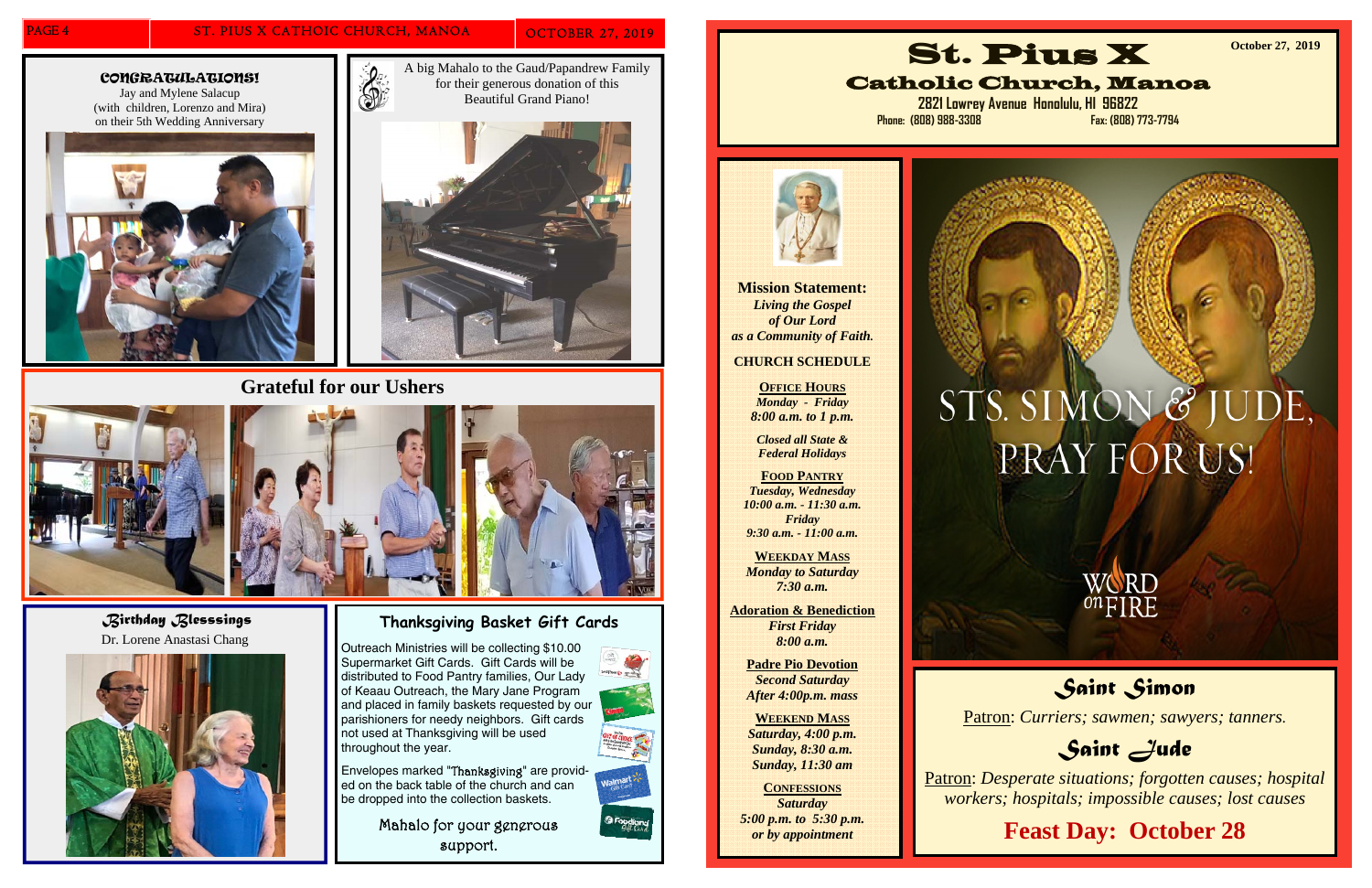# CONGRATULATIONS!

Jay and Mylene Salacup (with children, Lorenzo and Mira) on their 5th Wedding Anniversary

A big Mahalo to the Gaud/Papandrew Family for their generous donation of this Beautiful Grand Piano!

## Grateful for our Ushers

### Birthday Blessings

Dr. Lorene Anastasi Chang

### Thanksgiving Basket Gift Cards

Outreach Ministries will be collecting $10.00 Supermarket Gift Cards. Gift Cards will be distributed to Food Pantry families, Our Lady of Keaau Outreach, the Mary Jane Program and placed in family baskets requested by our parishioners for needy neighbors. Gift cards not used at Thanksgiving will be used throughout the year.

Envelopes marked "Thanksgiving" are provided on the back table of the church and can be dropped into the collection baskets.

Mahalo for your generous support.

# St. Pius X

## Catholic Church, Manoa

October 27, 2019

2821 Lowrey Avenue Honolulu, HI 96822

Phone: (808) 988-3308 Fax: (808) 773-7794

**Mission Statement:**
*Living the Gospel of Our Lord as a Community of Faith.*

**CHURCH SCHEDULE**

**OFFICE HOURS**
*Monday - Friday*
*8:00 a.m. to 1 p.m.*

*Closed all State & Federal Holidays*

**FOOD PANTRY**
*Tuesday, Wednesday*
*10:00 a.m. - 11:30 a.m.*
*Friday*
*9:30 a.m. - 11:00 a.m.*

**WEEKDAY MASS**
*Monday to Saturday*
*7:30 a.m.*

**Adoration & Benediction**
*First Friday*
*8:00 a.m.*

**Padre Pio Devotion**
*Second Saturday*
*After 4:00p.m. mass*

**WEEKEND MASS**
*Saturday, 4:00 p.m.*
*Sunday, 8:30 a.m.*
*Sunday, 11:30 am*

**CONFESSIONS**
*Saturday*
*5:00 p.m. to 5:30 p.m.*
*or by appointment*

STS. SIMON & JUDE, PRAY FOR US!

## Saint Simon

Patron: *Curriers; sawmen; sawyers; tanners.*

## Saint Jude

Patron: *Desperate situations; forgotten causes; hospital workers; hospitals; impossible causes; lost causes*

**Feast Day: October 28**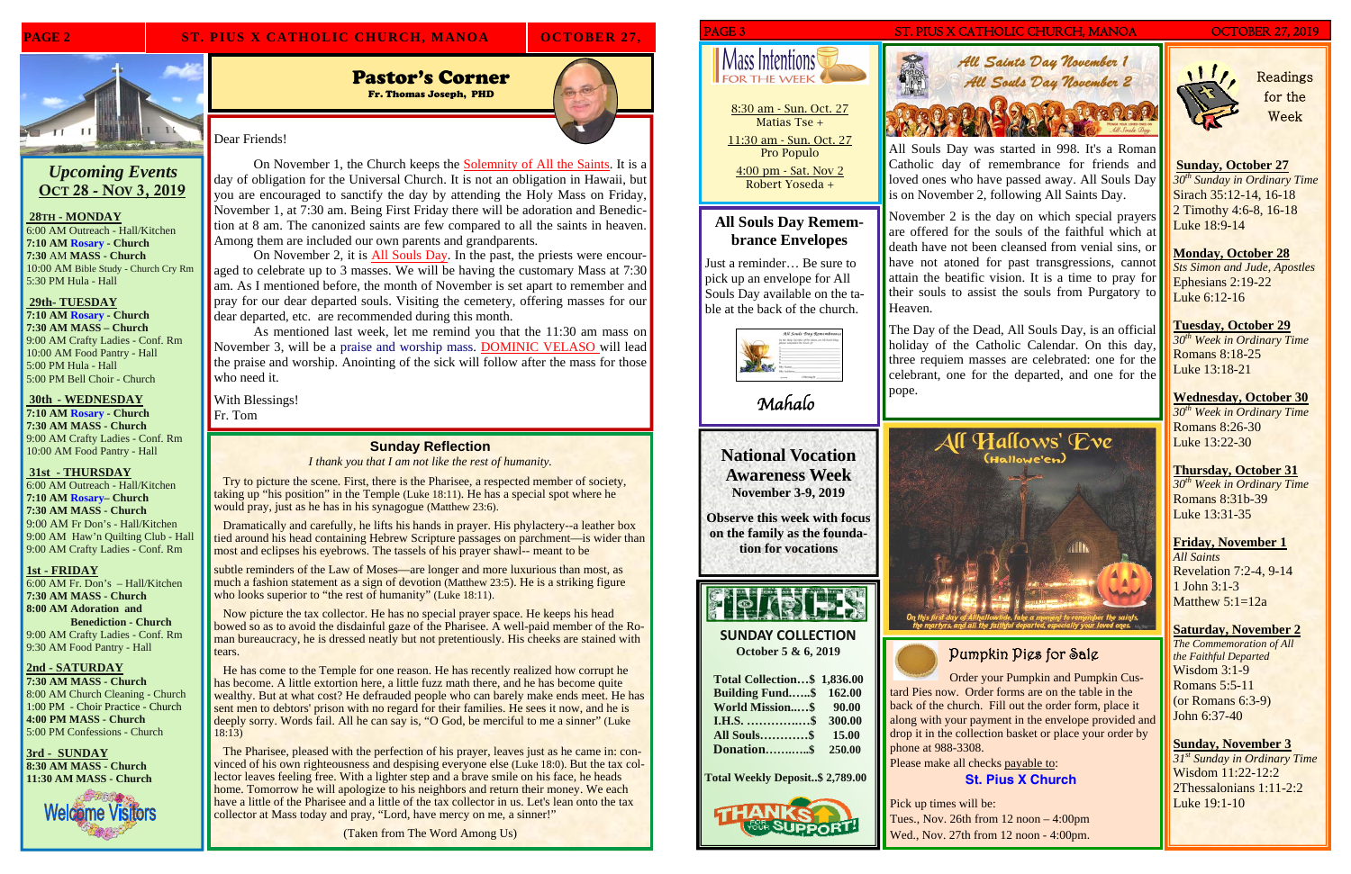## Upcoming Events
**Oct 28 - Nov 3, 2019**

**28th - MONDAY**
6:00 AM Outreach - Hall/Kitchen
**7:10 AM Rosary - Church**
**7:30 AM MASS - Church**
10:00 AM Bible Study - Church Cry Rm
5:30 PM Hula - Hall

**29th- TUESDAY**
**7:10 AM Rosary - Church**
**7:30 AM MASS – Church**
9:00 AM Crafty Ladies - Conf. Rm
10:00 AM Food Pantry - Hall
5:00 PM Hula - Hall
5:00 PM Bell Choir - Church

**30th - WEDNESDAY**
**7:10 AM Rosary - Church**
**7:30 AM MASS - Church**
9:00 AM Crafty Ladies - Conf. Rm
10:00 AM Food Pantry - Hall

**31st - THURSDAY**
6:00 AM Outreach - Hall/Kitchen
**7:10 AM Rosary– Church**
**7:30 AM MASS - Church**
9:00 AM Fr Don's - Hall/Kitchen
9:00 AM Haw'n Quilting Club - Hall
9:00 AM Crafty Ladies - Conf. Rm

**1st - FRIDAY**
6:00 AM Fr. Don's – Hall/Kitchen
**7:30 AM MASS - Church**
**8:00 AM Adoration and Benediction - Church**
9:00 AM Crafty Ladies - Conf. Rm
9:30 AM Food Pantry - Hall

**2nd - SATURDAY**
**7:30 AM MASS - Church**
8:00 AM Church Cleaning - Church
1:00 PM - Choir Practice - Church
**4:00 PM MASS - Church**
5:00 PM Confessions - Church

**3rd - SUNDAY**
**8:30 AM MASS - Church**
**11:30 AM MASS - Church**

Welcome Visitors

## Pastor's Corner
**Fr. Thomas Joseph, PHD**

Dear Friends!

On November 1, the Church keeps the Solemnity of All the Saints. It is a day of obligation for the Universal Church. It is not an obligation in Hawaii, but you are encouraged to sanctify the day by attending the Holy Mass on Friday, November 1, at 7:30 am. Being First Friday there will be adoration and Benediction at 8 am. The canonized saints are few compared to all the saints in heaven. Among them are included our own parents and grandparents.

On November 2, it is All Souls Day. In the past, the priests were encouraged to celebrate up to 3 masses. We will be having the customary Mass at 7:30 am. As I mentioned before, the month of November is set apart to remember and pray for our dear departed souls. Visiting the cemetery, offering masses for our dear departed, etc. are recommended during this month.

As mentioned last week, let me remind you that the 11:30 am mass on November 3, will be a praise and worship mass. DOMINIC VELASO will lead the praise and worship. Anointing of the sick will follow after the mass for those who need it.

With Blessings!
Fr. Tom

## Sunday Reflection
*I thank you that I am not like the rest of humanity.*

Try to picture the scene. First, there is the Pharisee, a respected member of society, taking up "his position" in the Temple (Luke 18:11). He has a special spot where he would pray, just as he has in his synagogue (Matthew 23:6).

Dramatically and carefully, he lifts his hands in prayer. His phylactery--a leather box tied around his head containing Hebrew Scripture passages on parchment—is wider than most and eclipses his eyebrows. The tassels of his prayer shawl-- meant to be subtle reminders of the Law of Moses—are longer and more luxurious than most, as much a fashion statement as a sign of devotion (Matthew 23:5). He is a striking figure who looks superior to "the rest of humanity" (Luke 18:11).

Now picture the tax collector. He has no special prayer space. He keeps his head bowed so as to avoid the disdainful gaze of the Pharisee. A well-paid member of the Roman bureaucracy, he is dressed neatly but not pretentiously. His cheeks are stained with tears.

He has come to the Temple for one reason. He has recently realized how corrupt he has become. A little extortion here, a little fuzzy math there, and he has become quite wealthy. But at what cost? He defrauded people who can barely make ends meet. He has sent men to debtors' prison with no regard for their families. He sees it now, and he is deeply sorry. Words fail. All he can say is, "O God, be merciful to me a sinner" (Luke 18:13)

The Pharisee, pleased with the perfection of his prayer, leaves just as he came in: convinced of his own righteousness and despising everyone else (Luke 18:9). But the tax collector leaves feeling free. With a lighter step and a brave smile on his face, he heads home. Tomorrow he will apologize to his neighbors and return their money. We each have a little of the Pharisee and a little of the tax collector in us. Let's lean onto the tax collector at Mass today and pray, "Lord, have mercy on me, a sinner!"

(Taken from The Word Among Us)

## Mass Intentions for the Week

8:30 am - Sun. Oct. 27
Matias Tse +

11:30 am - Sun. Oct. 27
Pro Populo

4:00 pm - Sat. Nov 2
Robert Yoseda +

## All Souls Day Remembrance Envelopes

Just a reminder… Be sure to pick up an envelope for All Souls Day available on the table at the back of the church.

*Mahalo*

## National Vocation Awareness Week
**November 3-9, 2019**

**Observe this week with focus on the family as the foundation for vocations**

## Finances

**SUNDAY COLLECTION**
**October 5 & 6, 2019**

| | |
|---|---|
| **Total Collection…$** | **1,836.00** |
| **Building Fund……$** | **162.00** |
| **World Mission…..$** | **90.00** |
| **I.H.S. …………….$** | **300.00** |
| **All Souls…………$** | **15.00** |
| **Donation………...$** | **250.00** |

**Total Weekly Deposit..$ 2,789.00**

Thanks for your support!

## All Saints Day November 1
## All Souls Day November 2

All Souls Day was started in 998. It's a Roman Catholic day of remembrance for friends and loved ones who have passed away. All Souls Day is on November 2, following All Saints Day.

November 2 is the day on which special prayers are offered for the souls of the faithful which at death have not been cleansed from venial sins, or have not atoned for past transgressions, cannot attain the beatific vision. It is a time to pray for their souls to assist the souls from Purgatory to Heaven.

The Day of the Dead, All Souls Day, is an official holiday of the Catholic Calendar. On this day, three requiem masses are celebrated: one for the celebrant, one for the departed, and one for the pope.

## All Hallows' Eve
(Hallowe'en)

On this first day of Allhallowtide, take a moment to remember the saints, the martyrs, and all the faithful departed, especially your loved ones.

## Pumpkin Pies for Sale

Order your Pumpkin and Pumpkin Custard Pies now. Order forms are on the table in the back of the church. Fill out the order form, place it along with your payment in the envelope provided and drop it in the collection basket or place your order by phone at 988-3308.

Please make all checks payable to:
**St. Pius X Church**

Pick up times will be:
Tues., Nov. 26th from 12 noon – 4:00pm
Wed., Nov. 27th from 12 noon - 4:00pm.

## Readings for the Week

**Sunday, October 27**
*30th Sunday in Ordinary Time*
Sirach 35:12-14, 16-18
2 Timothy 4:6-8, 16-18
Luke 18:9-14

**Monday, October 28**
*Sts Simon and Jude, Apostles*
Ephesians 2:19-22
Luke 6:12-16

**Tuesday, October 29**
*30th Week in Ordinary Time*
Romans 8:18-25
Luke 13:18-21

**Wednesday, October 30**
*30th Week in Ordinary Time*
Romans 8:26-30
Luke 13:22-30

**Thursday, October 31**
*30th Week in Ordinary Time*
Romans 8:31b-39
Luke 13:31-35

**Friday, November 1**
*All Saints*
Revelation 7:2-4, 9-14
1 John 3:1-3
Matthew 5:1=12a

**Saturday, November 2**
*The Commemoration of All the Faithful Departed*
Wisdom 3:1-9
Romans 5:5-11
(or Romans 6:3-9)
John 6:37-40

**Sunday, November 3**
*31st Sunday in Ordinary Time*
Wisdom 11:22-12:2
2Thessalonians 1:11-2:2
Luke 19:1-10